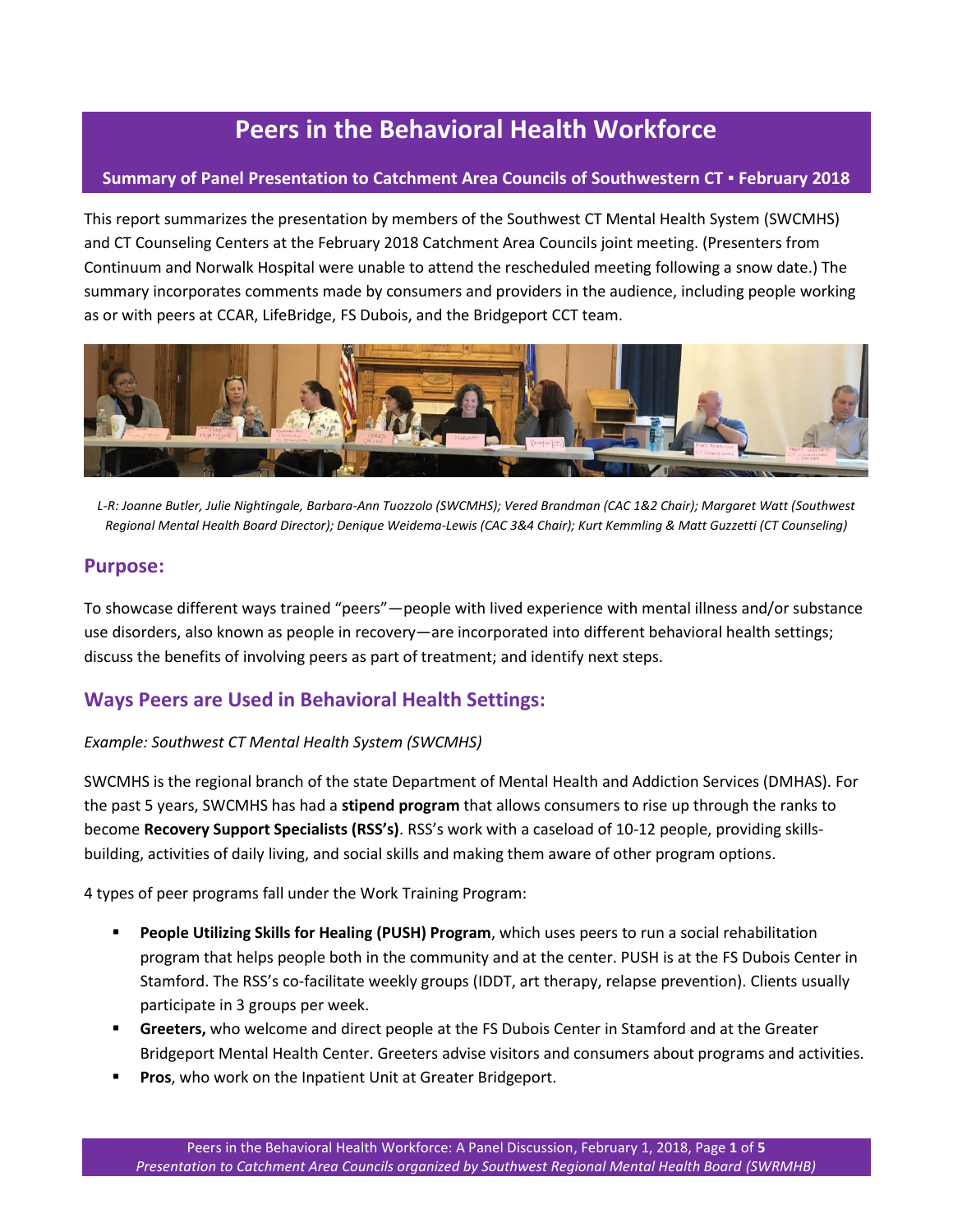# Peers in the Behavioral Health Workforce

**Summary of Panel Presentation to Catchment Area Councils of Southwestern CT ▪ February 2018**

This report summarizes the presentation by members of the Southwest CT Mental Health System (SWCMHS) and CT Counseling Centers at the February 2018 Catchment Area Councils joint meeting. (Presenters from Continuum and Norwalk Hospital were unable to attend the rescheduled meeting following a snow date.) The summary incorporates comments made by consumers and providers in the audience, including people working as or with peers at CCAR, LifeBridge, FS Dubois, and the Bridgeport CCT team.

*L-R: Joanne Butler, Julie Nightingale, Barbara-Ann Tuozzolo (SWCMHS); Vered Brandman (CAC 1&2 Chair); Margaret Watt (Southwest Regional Mental Health Board Director); Denique Weidema-Lewis (CAC 3&4 Chair); Kurt Kemmling & Matt Guzzetti (CT Counseling)*

## Purpose:

To showcase different ways trained "peers"—people with lived experience with mental illness and/or substance use disorders, also known as people in recovery—are incorporated into different behavioral health settings; discuss the benefits of involving peers as part of treatment; and identify next steps.

## Ways Peers are Used in Behavioral Health Settings:

*Example: Southwest CT Mental Health System (SWCMHS)*

SWCMHS is the regional branch of the state Department of Mental Health and Addiction Services (DMHAS). For the past 5 years, SWCMHS has had a **stipend program** that allows consumers to rise up through the ranks to become **Recovery Support Specialists (RSS's)**. RSS's work with a caseload of 10-12 people, providing skills-building, activities of daily living, and social skills and making them aware of other program options.

4 types of peer programs fall under the Work Training Program:

- **People Utilizing Skills for Healing (PUSH) Program**, which uses peers to run a social rehabilitation program that helps people both in the community and at the center. PUSH is at the FS Dubois Center in Stamford. The RSS's co-facilitate weekly groups (IDDT, art therapy, relapse prevention). Clients usually participate in 3 groups per week.
- **Greeters,** who welcome and direct people at the FS Dubois Center in Stamford and at the Greater Bridgeport Mental Health Center. Greeters advise visitors and consumers about programs and activities.
- **Pros**, who work on the Inpatient Unit at Greater Bridgeport.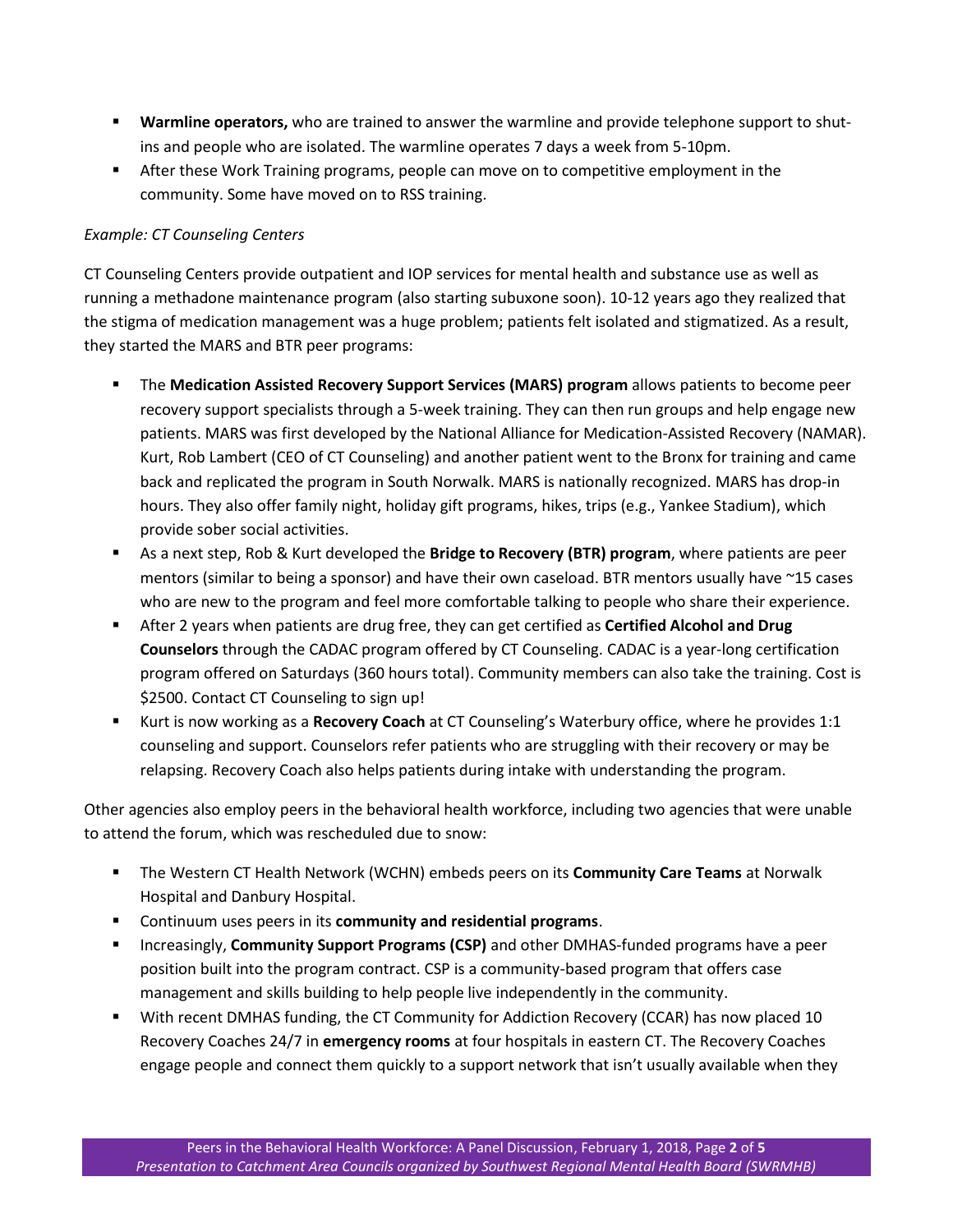- **Warmline operators,** who are trained to answer the warmline and provide telephone support to shut-ins and people who are isolated. The warmline operates 7 days a week from 5-10pm.
- After these Work Training programs, people can move on to competitive employment in the community. Some have moved on to RSS training.

*Example: CT Counseling Centers*

CT Counseling Centers provide outpatient and IOP services for mental health and substance use as well as running a methadone maintenance program (also starting subuxone soon). 10-12 years ago they realized that the stigma of medication management was a huge problem; patients felt isolated and stigmatized. As a result, they started the MARS and BTR peer programs:

- The **Medication Assisted Recovery Support Services (MARS) program** allows patients to become peer recovery support specialists through a 5-week training. They can then run groups and help engage new patients. MARS was first developed by the National Alliance for Medication-Assisted Recovery (NAMAR). Kurt, Rob Lambert (CEO of CT Counseling) and another patient went to the Bronx for training and came back and replicated the program in South Norwalk. MARS is nationally recognized. MARS has drop-in hours. They also offer family night, holiday gift programs, hikes, trips (e.g., Yankee Stadium), which provide sober social activities.
- As a next step, Rob & Kurt developed the **Bridge to Recovery (BTR) program**, where patients are peer mentors (similar to being a sponsor) and have their own caseload. BTR mentors usually have ~15 cases who are new to the program and feel more comfortable talking to people who share their experience.
- After 2 years when patients are drug free, they can get certified as **Certified Alcohol and Drug Counselors** through the CADAC program offered by CT Counseling. CADAC is a year-long certification program offered on Saturdays (360 hours total). Community members can also take the training. Cost is $2500. Contact CT Counseling to sign up!
- Kurt is now working as a **Recovery Coach** at CT Counseling's Waterbury office, where he provides 1:1 counseling and support. Counselors refer patients who are struggling with their recovery or may be relapsing. Recovery Coach also helps patients during intake with understanding the program.

Other agencies also employ peers in the behavioral health workforce, including two agencies that were unable to attend the forum, which was rescheduled due to snow:

- The Western CT Health Network (WCHN) embeds peers on its **Community Care Teams** at Norwalk Hospital and Danbury Hospital.
- Continuum uses peers in its **community and residential programs**.
- Increasingly, **Community Support Programs (CSP)** and other DMHAS-funded programs have a peer position built into the program contract. CSP is a community-based program that offers case management and skills building to help people live independently in the community.
- With recent DMHAS funding, the CT Community for Addiction Recovery (CCAR) has now placed 10 Recovery Coaches 24/7 in **emergency rooms** at four hospitals in eastern CT. The Recovery Coaches engage people and connect them quickly to a support network that isn't usually available when they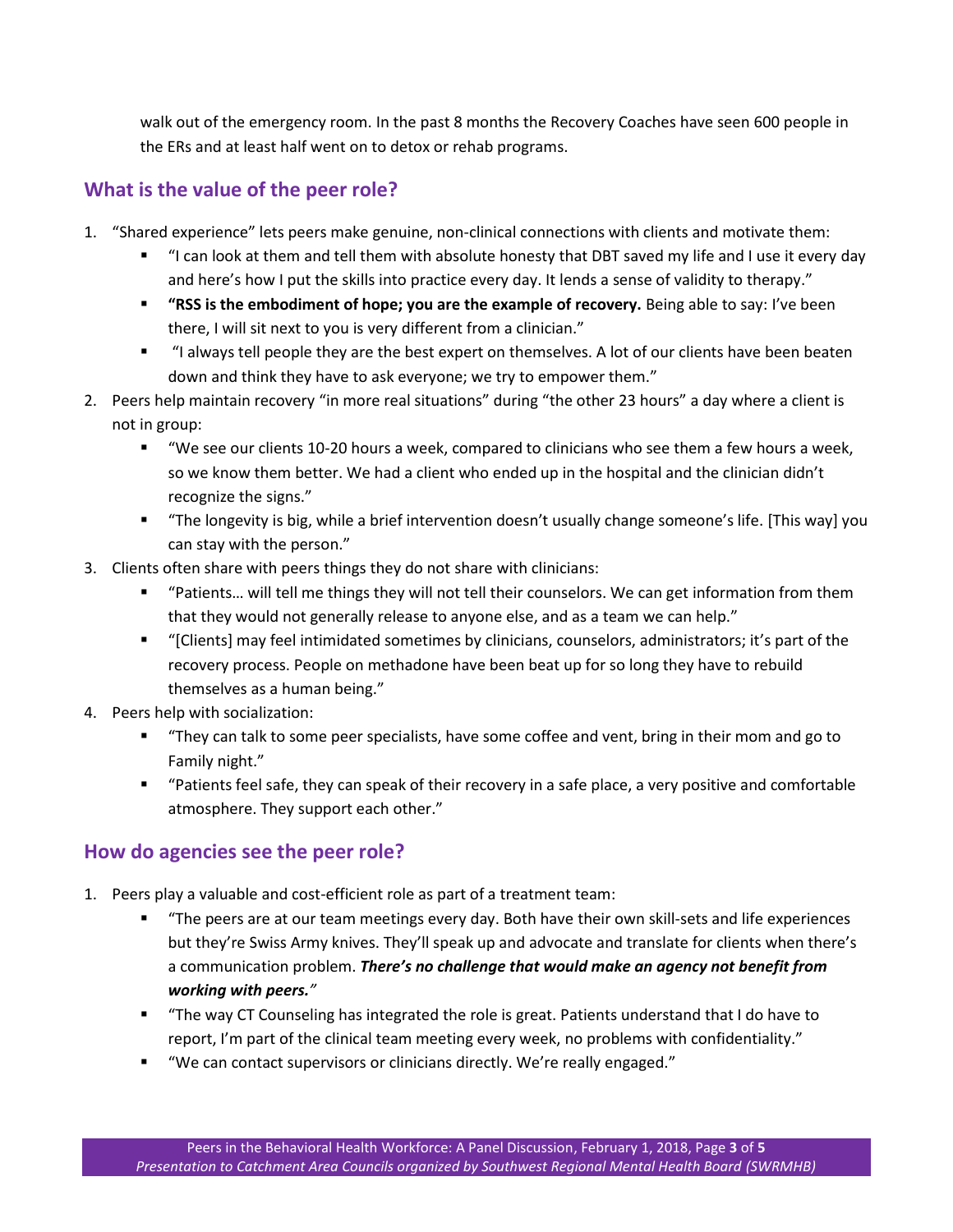walk out of the emergency room. In the past 8 months the Recovery Coaches have seen 600 people in the ERs and at least half went on to detox or rehab programs.

## What is the value of the peer role?

1. "Shared experience" lets peers make genuine, non-clinical connections with clients and motivate them:
   - "I can look at them and tell them with absolute honesty that DBT saved my life and I use it every day and here's how I put the skills into practice every day. It lends a sense of validity to therapy."
   - **"RSS is the embodiment of hope; you are the example of recovery.** Being able to say: I've been there, I will sit next to you is very different from a clinician."
   - "I always tell people they are the best expert on themselves. A lot of our clients have been beaten down and think they have to ask everyone; we try to empower them."
2. Peers help maintain recovery "in more real situations" during "the other 23 hours" a day where a client is not in group:
   - "We see our clients 10-20 hours a week, compared to clinicians who see them a few hours a week, so we know them better. We had a client who ended up in the hospital and the clinician didn't recognize the signs."
   - "The longevity is big, while a brief intervention doesn't usually change someone's life. [This way] you can stay with the person."
3. Clients often share with peers things they do not share with clinicians:
   - "Patients… will tell me things they will not tell their counselors. We can get information from them that they would not generally release to anyone else, and as a team we can help."
   - "[Clients] may feel intimidated sometimes by clinicians, counselors, administrators; it's part of the recovery process. People on methadone have been beat up for so long they have to rebuild themselves as a human being."
4. Peers help with socialization:
   - "They can talk to some peer specialists, have some coffee and vent, bring in their mom and go to Family night."
   - "Patients feel safe, they can speak of their recovery in a safe place, a very positive and comfortable atmosphere. They support each other."

## How do agencies see the peer role?

1. Peers play a valuable and cost-efficient role as part of a treatment team:
   - "The peers are at our team meetings every day. Both have their own skill-sets and life experiences but they're Swiss Army knives. They'll speak up and advocate and translate for clients when there's a communication problem. ***There's no challenge that would make an agency not benefit from working with peers."***
   - "The way CT Counseling has integrated the role is great. Patients understand that I do have to report, I'm part of the clinical team meeting every week, no problems with confidentiality."
   - "We can contact supervisors or clinicians directly. We're really engaged."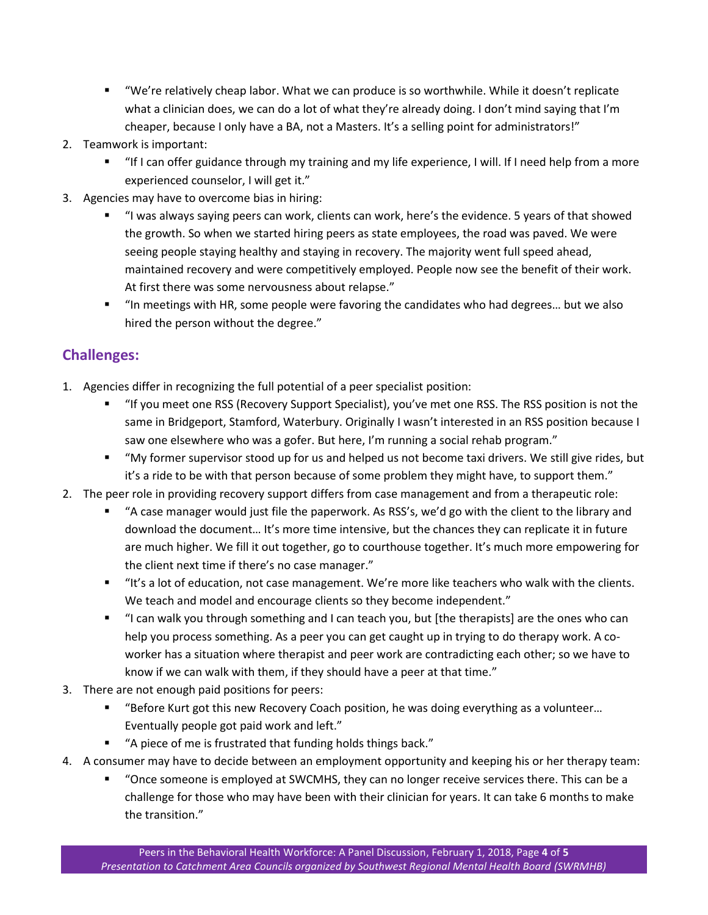- "We're relatively cheap labor. What we can produce is so worthwhile. While it doesn't replicate what a clinician does, we can do a lot of what they're already doing. I don't mind saying that I'm cheaper, because I only have a BA, not a Masters. It's a selling point for administrators!"

2. Teamwork is important:
   - "If I can offer guidance through my training and my life experience, I will. If I need help from a more experienced counselor, I will get it."
3. Agencies may have to overcome bias in hiring:
   - "I was always saying peers can work, clients can work, here's the evidence. 5 years of that showed the growth. So when we started hiring peers as state employees, the road was paved. We were seeing people staying healthy and staying in recovery. The majority went full speed ahead, maintained recovery and were competitively employed. People now see the benefit of their work. At first there was some nervousness about relapse."
   - "In meetings with HR, some people were favoring the candidates who had degrees… but we also hired the person without the degree."

## Challenges:

1. Agencies differ in recognizing the full potential of a peer specialist position:
   - "If you meet one RSS (Recovery Support Specialist), you've met one RSS. The RSS position is not the same in Bridgeport, Stamford, Waterbury. Originally I wasn't interested in an RSS position because I saw one elsewhere who was a gofer. But here, I'm running a social rehab program."
   - "My former supervisor stood up for us and helped us not become taxi drivers. We still give rides, but it's a ride to be with that person because of some problem they might have, to support them."
2. The peer role in providing recovery support differs from case management and from a therapeutic role:
   - "A case manager would just file the paperwork. As RSS's, we'd go with the client to the library and download the document… It's more time intensive, but the chances they can replicate it in future are much higher. We fill it out together, go to courthouse together. It's much more empowering for the client next time if there's no case manager."
   - "It's a lot of education, not case management. We're more like teachers who walk with the clients. We teach and model and encourage clients so they become independent."
   - "I can walk you through something and I can teach you, but [the therapists] are the ones who can help you process something. As a peer you can get caught up in trying to do therapy work. A co-worker has a situation where therapist and peer work are contradicting each other; so we have to know if we can walk with them, if they should have a peer at that time."
3. There are not enough paid positions for peers:
   - "Before Kurt got this new Recovery Coach position, he was doing everything as a volunteer… Eventually people got paid work and left."
   - "A piece of me is frustrated that funding holds things back."
4. A consumer may have to decide between an employment opportunity and keeping his or her therapy team:
   - "Once someone is employed at SWCMHS, they can no longer receive services there. This can be a challenge for those who may have been with their clinician for years. It can take 6 months to make the transition."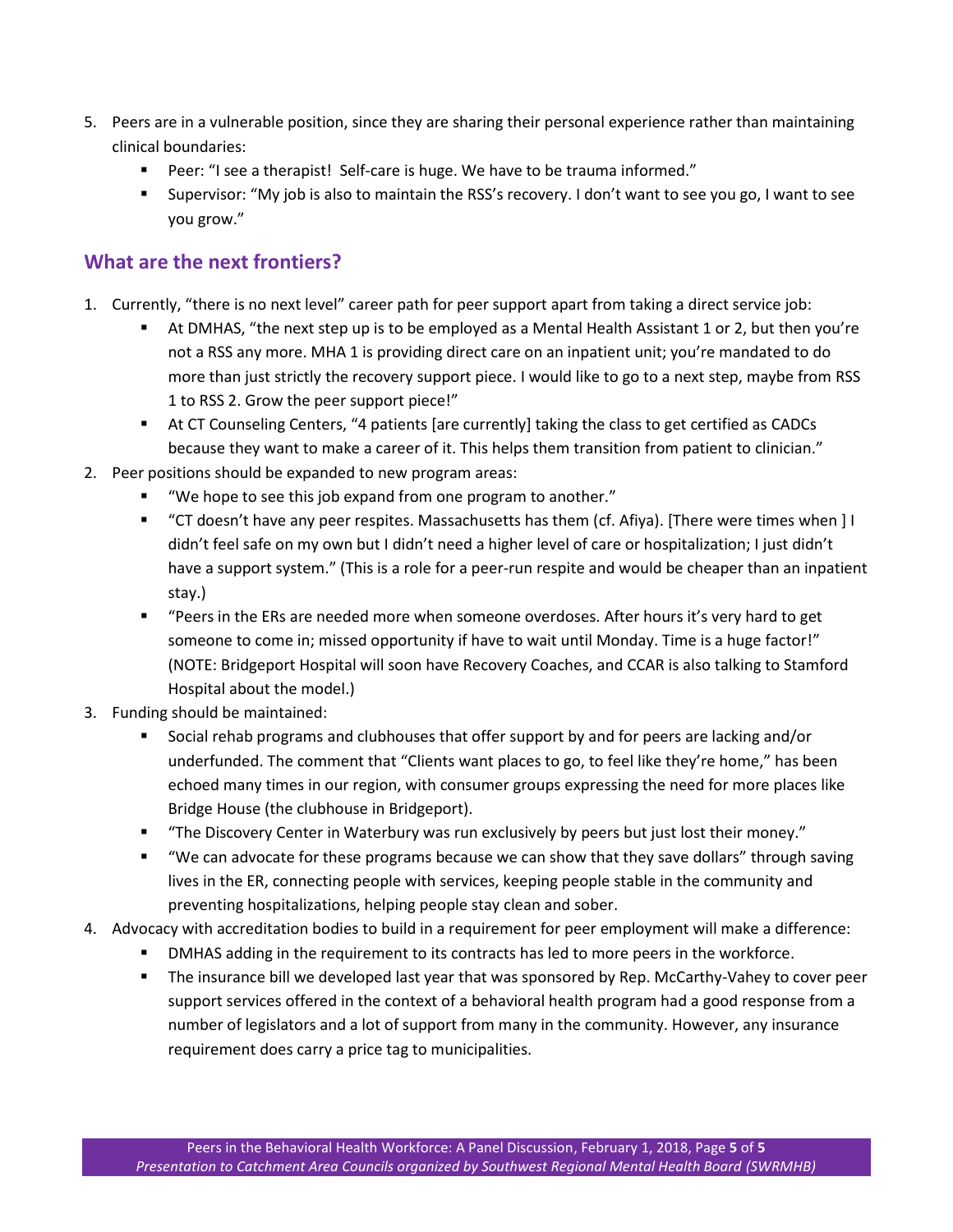5. Peers are in a vulnerable position, since they are sharing their personal experience rather than maintaining clinical boundaries:
   - Peer: "I see a therapist! Self-care is huge. We have to be trauma informed."
   - Supervisor: "My job is also to maintain the RSS's recovery. I don't want to see you go, I want to see you grow."

## What are the next frontiers?

1. Currently, "there is no next level" career path for peer support apart from taking a direct service job:
   - At DMHAS, "the next step up is to be employed as a Mental Health Assistant 1 or 2, but then you're not a RSS any more. MHA 1 is providing direct care on an inpatient unit; you're mandated to do more than just strictly the recovery support piece. I would like to go to a next step, maybe from RSS 1 to RSS 2. Grow the peer support piece!"
   - At CT Counseling Centers, "4 patients [are currently] taking the class to get certified as CADCs because they want to make a career of it. This helps them transition from patient to clinician."
2. Peer positions should be expanded to new program areas:
   - "We hope to see this job expand from one program to another."
   - "CT doesn't have any peer respites. Massachusetts has them (cf. Afiya). [There were times when ] I didn't feel safe on my own but I didn't need a higher level of care or hospitalization; I just didn't have a support system." (This is a role for a peer-run respite and would be cheaper than an inpatient stay.)
   - "Peers in the ERs are needed more when someone overdoses. After hours it's very hard to get someone to come in; missed opportunity if have to wait until Monday. Time is a huge factor!" (NOTE: Bridgeport Hospital will soon have Recovery Coaches, and CCAR is also talking to Stamford Hospital about the model.)
3. Funding should be maintained:
   - Social rehab programs and clubhouses that offer support by and for peers are lacking and/or underfunded. The comment that "Clients want places to go, to feel like they're home," has been echoed many times in our region, with consumer groups expressing the need for more places like Bridge House (the clubhouse in Bridgeport).
   - "The Discovery Center in Waterbury was run exclusively by peers but just lost their money."
   - "We can advocate for these programs because we can show that they save dollars" through saving lives in the ER, connecting people with services, keeping people stable in the community and preventing hospitalizations, helping people stay clean and sober.
4. Advocacy with accreditation bodies to build in a requirement for peer employment will make a difference:
   - DMHAS adding in the requirement to its contracts has led to more peers in the workforce.
   - The insurance bill we developed last year that was sponsored by Rep. McCarthy-Vahey to cover peer support services offered in the context of a behavioral health program had a good response from a number of legislators and a lot of support from many in the community. However, any insurance requirement does carry a price tag to municipalities.